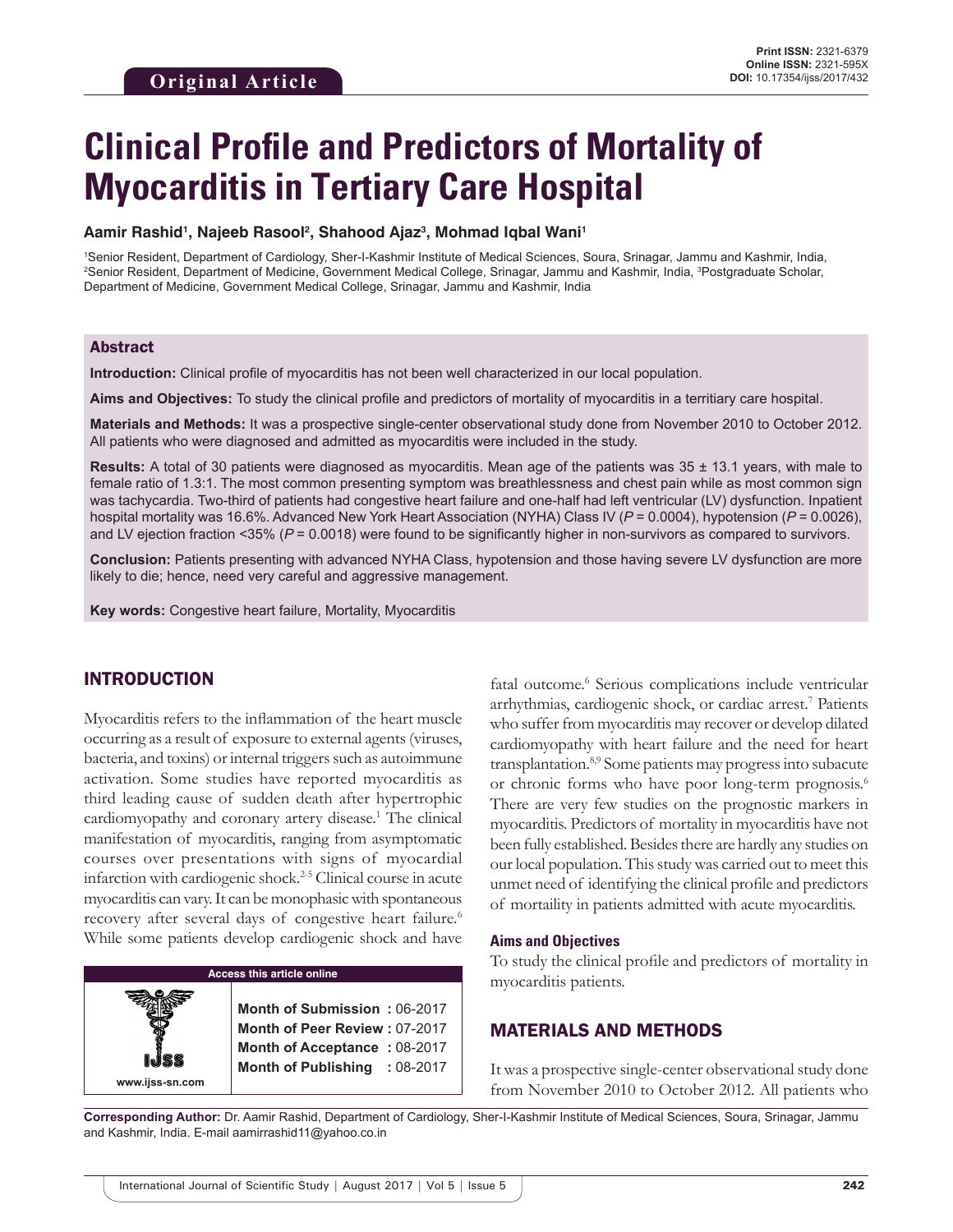**Original Article**

Print ISSN: 2321-6379
Online ISSN: 2321-595X
DOI: 10.17354/ijss/2017/432

# Clinical Profile and Predictors of Mortality of Myocarditis in Tertiary Care Hospital

**Aamir Rashid[1], Najeeb Rasool[2], Shahood Ajaz[3], Mohmad Iqbal Wani[1]**

[1]Senior Resident, Department of Cardiology, Sher-I-Kashmir Institute of Medical Sciences, Soura, Srinagar, Jammu and Kashmir, India, [2]Senior Resident, Department of Medicine, Government Medical College, Srinagar, Jammu and Kashmir, India, [3]Postgraduate Scholar, Department of Medicine, Government Medical College, Srinagar, Jammu and Kashmir, India

## Abstract

**Introduction:** Clinical profile of myocarditis has not been well characterized in our local population.

**Aims and Objectives:** To study the clinical profile and predictors of mortality of myocarditis in a territiary care hospital.

**Materials and Methods:** It was a prospective single-center observational study done from November 2010 to October 2012. All patients who were diagnosed and admitted as myocarditis were included in the study.

**Results:** A total of 30 patients were diagnosed as myocarditis. Mean age of the patients was 35 ± 13.1 years, with male to female ratio of 1.3:1. The most common presenting symptom was breathlessness and chest pain while as most common sign was tachycardia. Two-third of patients had congestive heart failure and one-half had left ventricular (LV) dysfunction. Inpatient hospital mortality was 16.6%. Advanced New York Heart Association (NYHA) Class IV ($P$ = 0.0004), hypotension ($P$ = 0.0026), and LV ejection fraction <35% ($P$ = 0.0018) were found to be significantly higher in non-survivors as compared to survivors.

**Conclusion:** Patients presenting with advanced NYHA Class, hypotension and those having severe LV dysfunction are more likely to die; hence, need very careful and aggressive management.

**Key words:** Congestive heart failure, Mortality, Myocarditis

## INTRODUCTION

Myocarditis refers to the inflammation of the heart muscle occurring as a result of exposure to external agents (viruses, bacteria, and toxins) or internal triggers such as autoimmune activation. Some studies have reported myocarditis as third leading cause of sudden death after hypertrophic cardiomyopathy and coronary artery disease.[1] The clinical manifestation of myocarditis, ranging from asymptomatic courses over presentations with signs of myocardial infarction with cardiogenic shock.[2-5] Clinical course in acute myocarditis can vary. It can be monophasic with spontaneous recovery after several days of congestive heart failure.[6] While some patients develop cardiogenic shock and have fatal outcome.[6] Serious complications include ventricular arrhythmias, cardiogenic shock, or cardiac arrest.[7] Patients who suffer from myocarditis may recover or develop dilated cardiomyopathy with heart failure and the need for heart transplantation.[8,9] Some patients may progress into subacute or chronic forms who have poor long-term prognosis.[6] There are very few studies on the prognostic markers in myocarditis. Predictors of mortality in myocarditis have not been fully established. Besides there are hardly any studies on our local population. This study was carried out to meet this unmet need of identifying the clinical profile and predictors of mortaility in patients admitted with acute myocarditis.

| Access this article online | |
|---|---|
| www.ijss-sn.com | **Month of Submission :** 06-2017<br>**Month of Peer Review :** 07-2017<br>**Month of Acceptance :** 08-2017<br>**Month of Publishing :** 08-2017 |

### Aims and Objectives

To study the clinical profile and predictors of mortality in myocarditis patients.

## MATERIALS AND METHODS

It was a prospective single-center observational study done from November 2010 to October 2012. All patients who

**Corresponding Author:** Dr. Aamir Rashid, Department of Cardiology, Sher-I-Kashmir Institute of Medical Sciences, Soura, Srinagar, Jammu and Kashmir, India. E-mail aamirrashid11@yahoo.co.in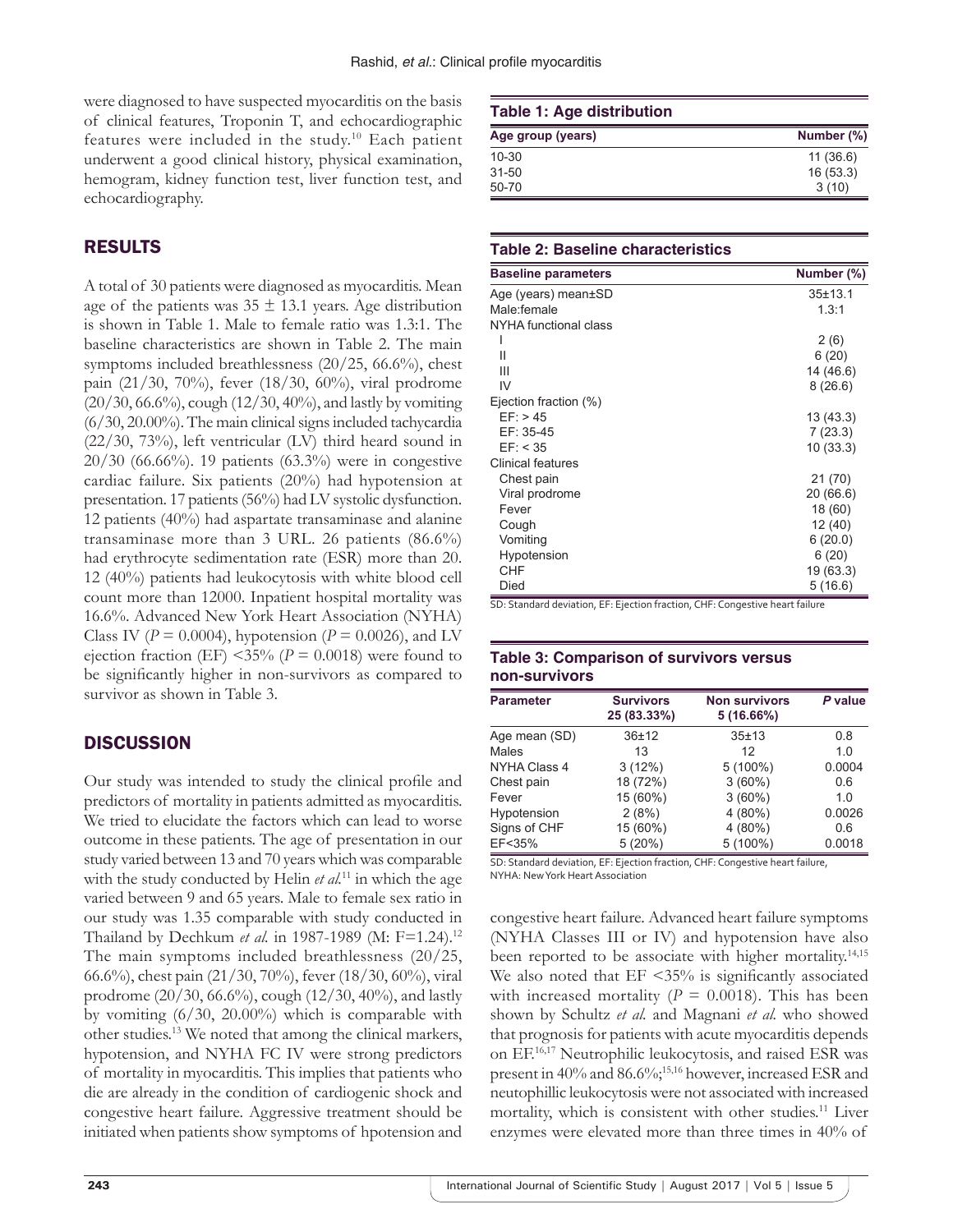were diagnosed to have suspected myocarditis on the basis of clinical features, Troponin T, and echocardiographic features were included in the study.[10] Each patient underwent a good clinical history, physical examination, hemogram, kidney function test, liver function test, and echocardiography.

## RESULTS

A total of 30 patients were diagnosed as myocarditis. Mean age of the patients was 35 ± 13.1 years. Age distribution is shown in Table 1. Male to female ratio was 1.3:1. The baseline characteristics are shown in Table 2. The main symptoms included breathlessness (20/25, 66.6%), chest pain (21/30, 70%), fever (18/30, 60%), viral prodrome (20/30, 66.6%), cough (12/30, 40%), and lastly by vomiting (6/30, 20.00%). The main clinical signs included tachycardia (22/30, 73%), left ventricular (LV) third heard sound in 20/30 (66.66%). 19 patients (63.3%) were in congestive cardiac failure. Six patients (20%) had hypotension at presentation. 17 patients (56%) had LV systolic dysfunction. 12 patients (40%) had aspartate transaminase and alanine transaminase more than 3 URL. 26 patients (86.6%) had erythrocyte sedimentation rate (ESR) more than 20. 12 (40%) patients had leukocytosis with white blood cell count more than 12000. Inpatient hospital mortality was 16.6%. Advanced New York Heart Association (NYHA) Class IV ($P$ = 0.0004), hypotension ($P$ = 0.0026), and LV ejection fraction (EF) <35% ($P$ = 0.0018) were found to be significantly higher in non-survivors as compared to survivor as shown in Table 3.

## DISCUSSION

Our study was intended to study the clinical profile and predictors of mortality in patients admitted as myocarditis. We tried to elucidate the factors which can lead to worse outcome in these patients. The age of presentation in our study varied between 13 and 70 years which was comparable with the study conducted by Helin *et al.*[11] in which the age varied between 9 and 65 years. Male to female sex ratio in our study was 1.35 comparable with study conducted in Thailand by Dechkum *et al.* in 1987-1989 (M: F=1.24).[12] The main symptoms included breathlessness (20/25, 66.6%), chest pain (21/30, 70%), fever (18/30, 60%), viral prodrome (20/30, 66.6%), cough (12/30, 40%), and lastly by vomiting (6/30, 20.00%) which is comparable with other studies.[13] We noted that among the clinical markers, hypotension, and NYHA FC IV were strong predictors of mortality in myocarditis. This implies that patients who die are already in the condition of cardiogenic shock and congestive heart failure. Aggressive treatment should be initiated when patients show symptoms of hpotension and congestive heart failure. Advanced heart failure symptoms (NYHA Classes III or IV) and hypotension have also been reported to be associate with higher mortality.[14,15] We also noted that EF <35% is significantly associated with increased mortality ($P$ = 0.0018). This has been shown by Schultz *et al.* and Magnani *et al.* who showed that prognosis for patients with acute myocarditis depends on EF.[16,17] Neutrophilic leukocytosis, and raised ESR was present in 40% and 86.6%;[15,16] however, increased ESR and neutophillic leukocytosis were not associated with increased mortality, which is consistent with other studies.[11] Liver enzymes were elevated more than three times in 40% of

**Table 1: Age distribution**

| Age group (years) | Number (%) |
|---|---|
| 10-30 | 11 (36.6) |
| 31-50 | 16 (53.3) |
| 50-70 | 3 (10) |

**Table 2: Baseline characteristics**

| Baseline parameters | Number (%) |
|---|---|
| Age (years) mean±SD | 35±13.1 |
| Male:female | 1.3:1 |
| NYHA functional class | |
| I | 2 (6) |
| II | 6 (20) |
| III | 14 (46.6) |
| IV | 8 (26.6) |
| Ejection fraction (%) | |
| EF: > 45 | 13 (43.3) |
| EF: 35-45 | 7 (23.3) |
| EF: < 35 | 10 (33.3) |
| Clinical features | |
| Chest pain | 21 (70) |
| Viral prodrome | 20 (66.6) |
| Fever | 18 (60) |
| Cough | 12 (40) |
| Vomiting | 6 (20.0) |
| Hypotension | 6 (20) |
| CHF | 19 (63.3) |
| Died | 5 (16.6) |

SD: Standard deviation, EF: Ejection fraction, CHF: Congestive heart failure

**Table 3: Comparison of survivors versus non-survivors**

| Parameter | Survivors 25 (83.33%) | Non survivors 5 (16.66%) | *P* value |
|---|---|---|---|
| Age mean (SD) | 36±12 | 35±13 | 0.8 |
| Males | 13 | 12 | 1.0 |
| NYHA Class 4 | 3 (12%) | 5 (100%) | 0.0004 |
| Chest pain | 18 (72%) | 3 (60%) | 0.6 |
| Fever | 15 (60%) | 3 (60%) | 1.0 |
| Hypotension | 2 (8%) | 4 (80%) | 0.0026 |
| Signs of CHF | 15 (60%) | 4 (80%) | 0.6 |
| EF<35% | 5 (20%) | 5 (100%) | 0.0018 |

SD: Standard deviation, EF: Ejection fraction, CHF: Congestive heart failure, NYHA: New York Heart Association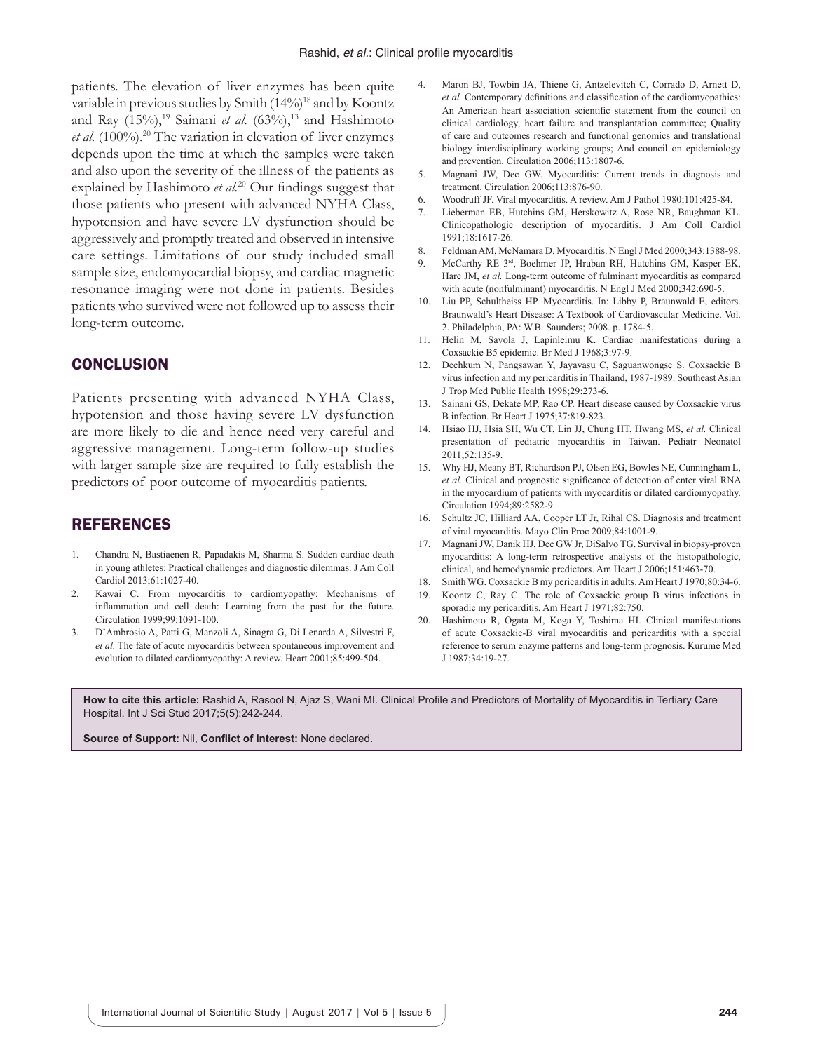patients. The elevation of liver enzymes has been quite variable in previous studies by Smith (14%)[18] and by Koontz and Ray (15%),[19] Sainani *et al.* (63%),[13] and Hashimoto *et al.* (100%).[20] The variation in elevation of liver enzymes depends upon the time at which the samples were taken and also upon the severity of the illness of the patients as explained by Hashimoto *et al.*[20] Our findings suggest that those patients who present with advanced NYHA Class, hypotension and have severe LV dysfunction should be aggressively and promptly treated and observed in intensive care settings. Limitations of our study included small sample size, endomyocardial biopsy, and cardiac magnetic resonance imaging were not done in patients. Besides patients who survived were not followed up to assess their long-term outcome.

## CONCLUSION

Patients presenting with advanced NYHA Class, hypotension and those having severe LV dysfunction are more likely to die and hence need very careful and aggressive management. Long-term follow-up studies with larger sample size are required to fully establish the predictors of poor outcome of myocarditis patients.

## REFERENCES

1. Chandra N, Bastiaenen R, Papadakis M, Sharma S. Sudden cardiac death in young athletes: Practical challenges and diagnostic dilemmas. J Am Coll Cardiol 2013;61:1027-40.
2. Kawai C. From myocarditis to cardiomyopathy: Mechanisms of inflammation and cell death: Learning from the past for the future. Circulation 1999;99:1091-100.
3. D'Ambrosio A, Patti G, Manzoli A, Sinagra G, Di Lenarda A, Silvestri F, *et al.* The fate of acute myocarditis between spontaneous improvement and evolution to dilated cardiomyopathy: A review. Heart 2001;85:499-504.
4. Maron BJ, Towbin JA, Thiene G, Antzelevitch C, Corrado D, Arnett D, *et al.* Contemporary definitions and classification of the cardiomyopathies: An American heart association scientific statement from the council on clinical cardiology, heart failure and transplantation committee; Quality of care and outcomes research and functional genomics and translational biology interdisciplinary working groups; And council on epidemiology and prevention. Circulation 2006;113:1807-6.
5. Magnani JW, Dec GW. Myocarditis: Current trends in diagnosis and treatment. Circulation 2006;113:876-90.
6. Woodruff JF. Viral myocarditis. A review. Am J Pathol 1980;101:425-84.
7. Lieberman EB, Hutchins GM, Herskowitz A, Rose NR, Baughman KL. Clinicopathologic description of myocarditis. J Am Coll Cardiol 1991;18:1617-26.
8. Feldman AM, McNamara D. Myocarditis. N Engl J Med 2000;343:1388-98.
9. McCarthy RE 3rd, Boehmer JP, Hruban RH, Hutchins GM, Kasper EK, Hare JM, *et al.* Long-term outcome of fulminant myocarditis as compared with acute (nonfulminant) myocarditis. N Engl J Med 2000;342:690-5.
10. Liu PP, Schultheiss HP. Myocarditis. In: Libby P, Braunwald E, editors. Braunwald's Heart Disease: A Textbook of Cardiovascular Medicine. Vol. 2. Philadelphia, PA: W.B. Saunders; 2008. p. 1784-5.
11. Helin M, Savola J, Lapinleimu K. Cardiac manifestations during a Coxsackie B5 epidemic. Br Med J 1968;3:97-9.
12. Dechkum N, Pangsawan Y, Jayavasu C, Saguanwongse S. Coxsackie B virus infection and my pericarditis in Thailand, 1987-1989. Southeast Asian J Trop Med Public Health 1998;29:273-6.
13. Sainani GS, Dekate MP, Rao CP. Heart disease caused by Coxsackie virus B infection. Br Heart J 1975;37:819-823.
14. Hsiao HJ, Hsia SH, Wu CT, Lin JJ, Chung HT, Hwang MS, *et al.* Clinical presentation of pediatric myocarditis in Taiwan. Pediatr Neonatol 2011;52:135-9.
15. Why HJ, Meany BT, Richardson PJ, Olsen EG, Bowles NE, Cunningham L, *et al.* Clinical and prognostic significance of detection of enter viral RNA in the myocardium of patients with myocarditis or dilated cardiomyopathy. Circulation 1994;89:2582-9.
16. Schultz JC, Hilliard AA, Cooper LT Jr, Rihal CS. Diagnosis and treatment of viral myocarditis. Mayo Clin Proc 2009;84:1001-9.
17. Magnani JW, Danik HJ, Dec GW Jr, DiSalvo TG. Survival in biopsy-proven myocarditis: A long-term retrospective analysis of the histopathologic, clinical, and hemodynamic predictors. Am Heart J 2006;151:463-70.
18. Smith WG. Coxsackie B my pericarditis in adults. Am Heart J 1970;80:34-6.
19. Koontz C, Ray C. The role of Coxsackie group B virus infections in sporadic my pericarditis. Am Heart J 1971;82:750.
20. Hashimoto R, Ogata M, Koga Y, Toshima HI. Clinical manifestations of acute Coxsackie-B viral myocarditis and pericarditis with a special reference to serum enzyme patterns and long-term prognosis. Kurume Med J 1987;34:19-27.

**How to cite this article:** Rashid A, Rasool N, Ajaz S, Wani MI. Clinical Profile and Predictors of Mortality of Myocarditis in Tertiary Care Hospital. Int J Sci Stud 2017;5(5):242-244.

**Source of Support:** Nil, **Conflict of Interest:** None declared.